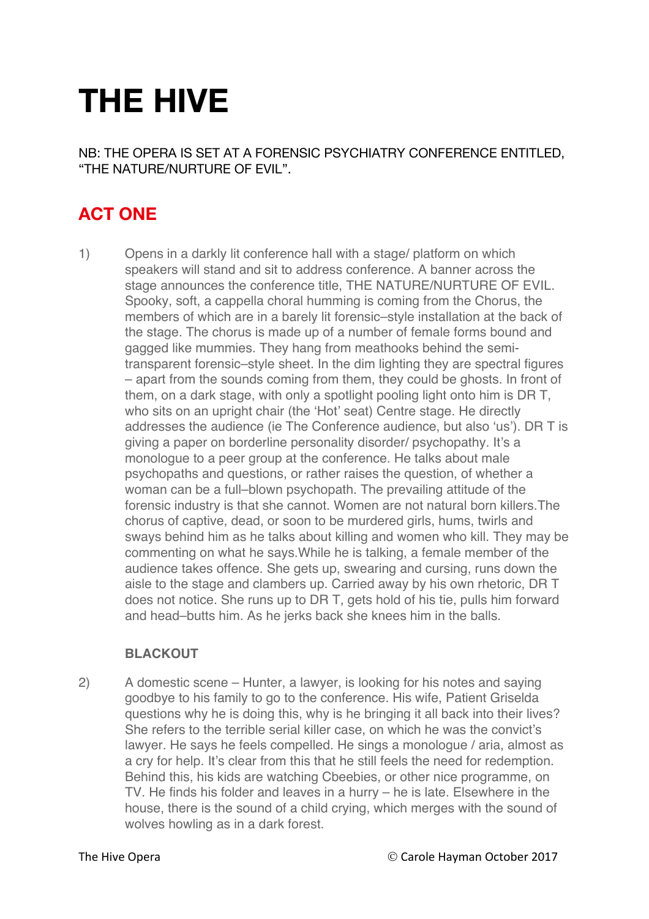# THE HIVE

NB: THE OPERA IS SET AT A FORENSIC PSYCHIATRY CONFERENCE ENTITLED, “THE NATURE/NURTURE OF EVIL”.

## ACT ONE

1) Opens in a darkly lit conference hall with a stage/ platform on which speakers will stand and sit to address conference. A banner across the stage announces the conference title, THE NATURE/NURTURE OF EVIL. Spooky, soft, a cappella choral humming is coming from the Chorus, the members of which are in a barely lit forensic–style installation at the back of the stage. The chorus is made up of a number of female forms bound and gagged like mummies. They hang from meathooks behind the semi-transparent forensic–style sheet. In the dim lighting they are spectral figures – apart from the sounds coming from them, they could be ghosts. In front of them, on a dark stage, with only a spotlight pooling light onto him is DR T, who sits on an upright chair (the ‘Hot’ seat) Centre stage. He directly addresses the audience (ie The Conference audience, but also ‘us’). DR T is giving a paper on borderline personality disorder/ psychopathy. It’s a monologue to a peer group at the conference. He talks about male psychopaths and questions, or rather raises the question, of whether a woman can be a full–blown psychopath. The prevailing attitude of the forensic industry is that she cannot. Women are not natural born killers.The chorus of captive, dead, or soon to be murdered girls, hums, twirls and sways behind him as he talks about killing and women who kill. They may be commenting on what he says.While he is talking, a female member of the audience takes offence. She gets up, swearing and cursing, runs down the aisle to the stage and clambers up. Carried away by his own rhetoric, DR T does not notice. She runs up to DR T, gets hold of his tie, pulls him forward and head–butts him. As he jerks back she knees him in the balls.

   **BLACKOUT**

2) A domestic scene – Hunter, a lawyer, is looking for his notes and saying goodbye to his family to go to the conference. His wife, Patient Griselda questions why he is doing this, why is he bringing it all back into their lives? She refers to the terrible serial killer case, on which he was the convict’s lawyer. He says he feels compelled. He sings a monologue / aria, almost as a cry for help. It’s clear from this that he still feels the need for redemption. Behind this, his kids are watching Cbeebies, or other nice programme, on TV. He finds his folder and leaves in a hurry – he is late. Elsewhere in the house, there is the sound of a child crying, which merges with the sound of wolves howling as in a dark forest.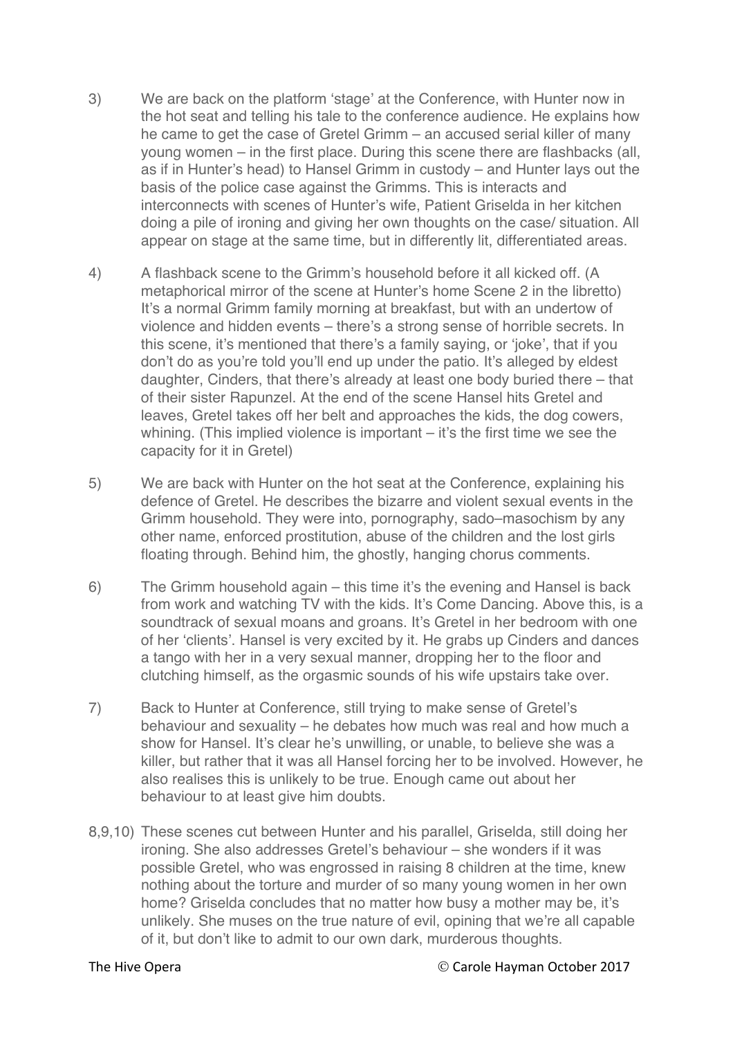3) We are back on the platform 'stage' at the Conference, with Hunter now in the hot seat and telling his tale to the conference audience. He explains how he came to get the case of Gretel Grimm – an accused serial killer of many young women – in the first place. During this scene there are flashbacks (all, as if in Hunter's head) to Hansel Grimm in custody – and Hunter lays out the basis of the police case against the Grimms. This is interacts and interconnects with scenes of Hunter's wife, Patient Griselda in her kitchen doing a pile of ironing and giving her own thoughts on the case/ situation. All appear on stage at the same time, but in differently lit, differentiated areas.

4) A flashback scene to the Grimm's household before it all kicked off. (A metaphorical mirror of the scene at Hunter's home Scene 2 in the libretto) It's a normal Grimm family morning at breakfast, but with an undertow of violence and hidden events – there's a strong sense of horrible secrets. In this scene, it's mentioned that there's a family saying, or 'joke', that if you don't do as you're told you'll end up under the patio. It's alleged by eldest daughter, Cinders, that there's already at least one body buried there – that of their sister Rapunzel. At the end of the scene Hansel hits Gretel and leaves, Gretel takes off her belt and approaches the kids, the dog cowers, whining. (This implied violence is important – it's the first time we see the capacity for it in Gretel)

5) We are back with Hunter on the hot seat at the Conference, explaining his defence of Gretel. He describes the bizarre and violent sexual events in the Grimm household. They were into, pornography, sado–masochism by any other name, enforced prostitution, abuse of the children and the lost girls floating through. Behind him, the ghostly, hanging chorus comments.

6) The Grimm household again – this time it's the evening and Hansel is back from work and watching TV with the kids. It's Come Dancing. Above this, is a soundtrack of sexual moans and groans. It's Gretel in her bedroom with one of her 'clients'. Hansel is very excited by it. He grabs up Cinders and dances a tango with her in a very sexual manner, dropping her to the floor and clutching himself, as the orgasmic sounds of his wife upstairs take over.

7) Back to Hunter at Conference, still trying to make sense of Gretel's behaviour and sexuality – he debates how much was real and how much a show for Hansel. It's clear he's unwilling, or unable, to believe she was a killer, but rather that it was all Hansel forcing her to be involved. However, he also realises this is unlikely to be true. Enough came out about her behaviour to at least give him doubts.

8,9,10) These scenes cut between Hunter and his parallel, Griselda, still doing her ironing. She also addresses Gretel's behaviour – she wonders if it was possible Gretel, who was engrossed in raising 8 children at the time, knew nothing about the torture and murder of so many young women in her own home? Griselda concludes that no matter how busy a mother may be, it's unlikely. She muses on the true nature of evil, opining that we're all capable of it, but don't like to admit to our own dark, murderous thoughts.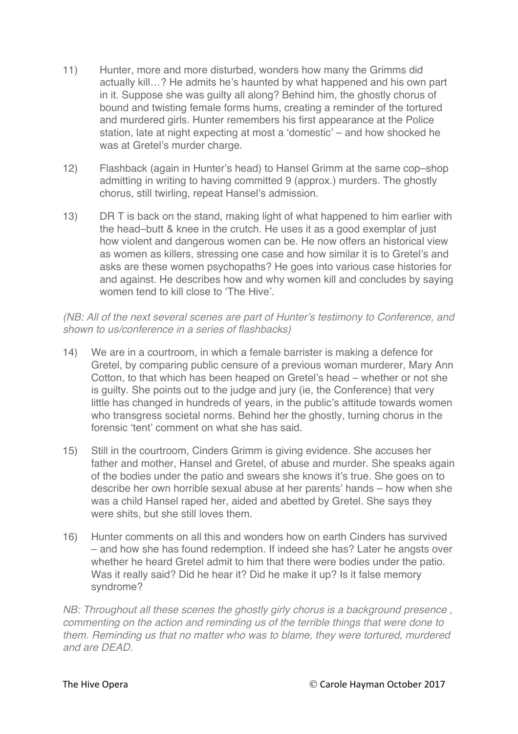11) Hunter, more and more disturbed, wonders how many the Grimms did actually kill…? He admits he's haunted by what happened and his own part in it. Suppose she was guilty all along? Behind him, the ghostly chorus of bound and twisting female forms hums, creating a reminder of the tortured and murdered girls. Hunter remembers his first appearance at the Police station, late at night expecting at most a 'domestic' – and how shocked he was at Gretel's murder charge.

12) Flashback (again in Hunter's head) to Hansel Grimm at the same cop–shop admitting in writing to having committed 9 (approx.) murders. The ghostly chorus, still twirling, repeat Hansel's admission.

13) DR T is back on the stand, making light of what happened to him earlier with the head–butt & knee in the crutch. He uses it as a good exemplar of just how violent and dangerous women can be. He now offers an historical view as women as killers, stressing one case and how similar it is to Gretel's and asks are these women psychopaths? He goes into various case histories for and against. He describes how and why women kill and concludes by saying women tend to kill close to 'The Hive'.

*(NB: All of the next several scenes are part of Hunter's testimony to Conference, and shown to us/conference in a series of flashbacks)*

14) We are in a courtroom, in which a female barrister is making a defence for Gretel, by comparing public censure of a previous woman murderer, Mary Ann Cotton, to that which has been heaped on Gretel's head – whether or not she is guilty. She points out to the judge and jury (ie, the Conference) that very little has changed in hundreds of years, in the public's attitude towards women who transgress societal norms. Behind her the ghostly, turning chorus in the forensic 'tent' comment on what she has said.

15) Still in the courtroom, Cinders Grimm is giving evidence. She accuses her father and mother, Hansel and Gretel, of abuse and murder. She speaks again of the bodies under the patio and swears she knows it's true. She goes on to describe her own horrible sexual abuse at her parents' hands – how when she was a child Hansel raped her, aided and abetted by Gretel. She says they were shits, but she still loves them.

16) Hunter comments on all this and wonders how on earth Cinders has survived – and how she has found redemption. If indeed she has? Later he angsts over whether he heard Gretel admit to him that there were bodies under the patio. Was it really said? Did he hear it? Did he make it up? Is it false memory syndrome?

*NB: Throughout all these scenes the ghostly girly chorus is a background presence , commenting on the action and reminding us of the terrible things that were done to them. Reminding us that no matter who was to blame, they were tortured, murdered and are DEAD.*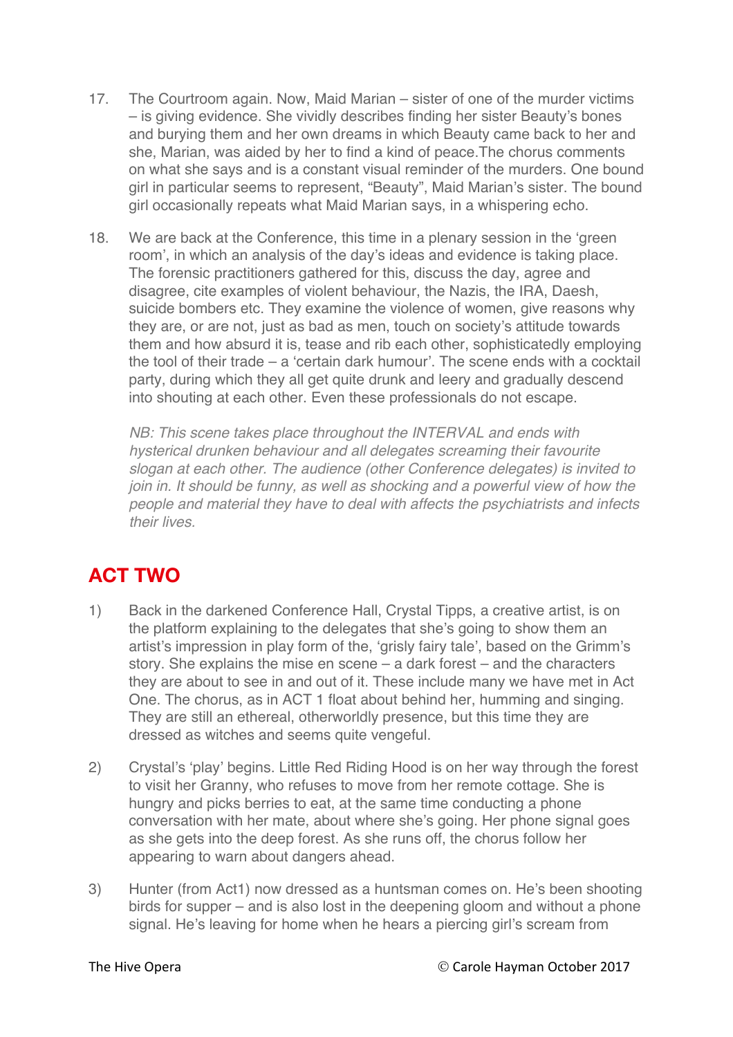17. The Courtroom again. Now, Maid Marian – sister of one of the murder victims – is giving evidence. She vividly describes finding her sister Beauty's bones and burying them and her own dreams in which Beauty came back to her and she, Marian, was aided by her to find a kind of peace.The chorus comments on what she says and is a constant visual reminder of the murders. One bound girl in particular seems to represent, "Beauty", Maid Marian's sister. The bound girl occasionally repeats what Maid Marian says, in a whispering echo.

18. We are back at the Conference, this time in a plenary session in the 'green room', in which an analysis of the day's ideas and evidence is taking place. The forensic practitioners gathered for this, discuss the day, agree and disagree, cite examples of violent behaviour, the Nazis, the IRA, Daesh, suicide bombers etc. They examine the violence of women, give reasons why they are, or are not, just as bad as men, touch on society's attitude towards them and how absurd it is, tease and rib each other, sophisticatedly employing the tool of their trade – a 'certain dark humour'. The scene ends with a cocktail party, during which they all get quite drunk and leery and gradually descend into shouting at each other. Even these professionals do not escape.

    *NB: This scene takes place throughout the INTERVAL and ends with hysterical drunken behaviour and all delegates screaming their favourite slogan at each other. The audience (other Conference delegates) is invited to join in. It should be funny, as well as shocking and a powerful view of how the people and material they have to deal with affects the psychiatrists and infects their lives.*

## ACT TWO

1) Back in the darkened Conference Hall, Crystal Tipps, a creative artist, is on the platform explaining to the delegates that she's going to show them an artist's impression in play form of the, 'grisly fairy tale', based on the Grimm's story. She explains the mise en scene – a dark forest – and the characters they are about to see in and out of it. These include many we have met in Act One. The chorus, as in ACT 1 float about behind her, humming and singing. They are still an ethereal, otherworldly presence, but this time they are dressed as witches and seems quite vengeful.

2) Crystal's 'play' begins. Little Red Riding Hood is on her way through the forest to visit her Granny, who refuses to move from her remote cottage. She is hungry and picks berries to eat, at the same time conducting a phone conversation with her mate, about where she's going. Her phone signal goes as she gets into the deep forest. As she runs off, the chorus follow her appearing to warn about dangers ahead.

3) Hunter (from Act1) now dressed as a huntsman comes on. He's been shooting birds for supper – and is also lost in the deepening gloom and without a phone signal. He's leaving for home when he hears a piercing girl's scream from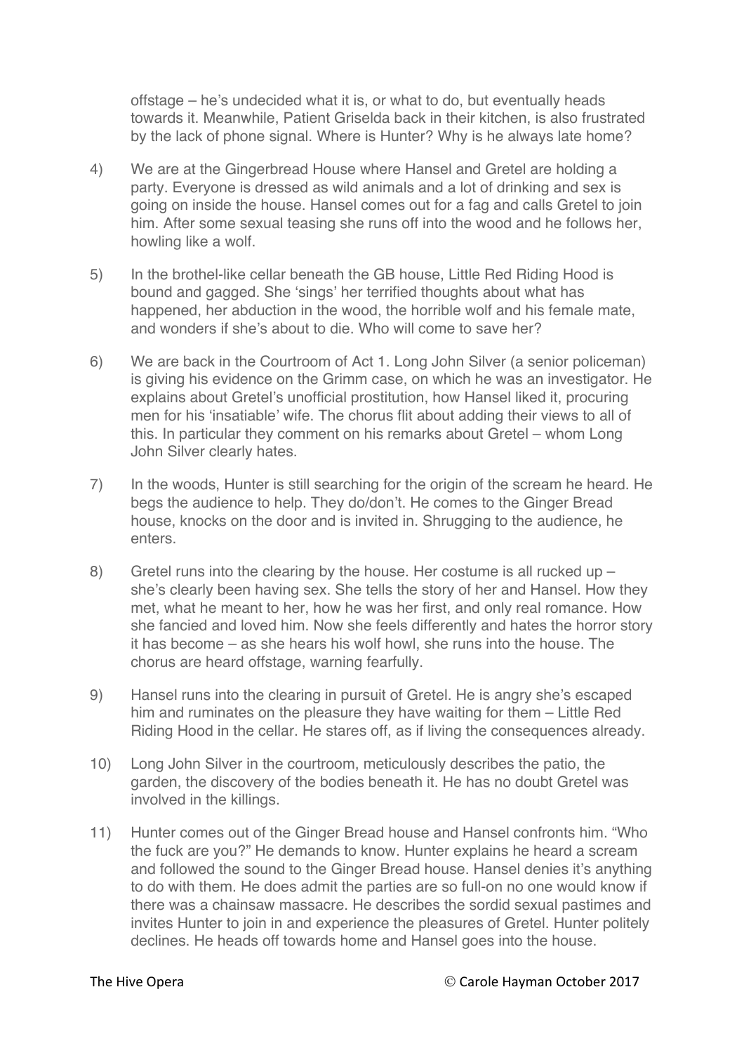offstage – he's undecided what it is, or what to do, but eventually heads towards it. Meanwhile, Patient Griselda back in their kitchen, is also frustrated by the lack of phone signal. Where is Hunter? Why is he always late home?

4) We are at the Gingerbread House where Hansel and Gretel are holding a party. Everyone is dressed as wild animals and a lot of drinking and sex is going on inside the house. Hansel comes out for a fag and calls Gretel to join him. After some sexual teasing she runs off into the wood and he follows her, howling like a wolf.

5) In the brothel-like cellar beneath the GB house, Little Red Riding Hood is bound and gagged. She 'sings' her terrified thoughts about what has happened, her abduction in the wood, the horrible wolf and his female mate, and wonders if she's about to die. Who will come to save her?

6) We are back in the Courtroom of Act 1. Long John Silver (a senior policeman) is giving his evidence on the Grimm case, on which he was an investigator. He explains about Gretel's unofficial prostitution, how Hansel liked it, procuring men for his 'insatiable' wife. The chorus flit about adding their views to all of this. In particular they comment on his remarks about Gretel – whom Long John Silver clearly hates.

7) In the woods, Hunter is still searching for the origin of the scream he heard. He begs the audience to help. They do/don't. He comes to the Ginger Bread house, knocks on the door and is invited in. Shrugging to the audience, he enters.

8) Gretel runs into the clearing by the house. Her costume is all rucked up – she's clearly been having sex. She tells the story of her and Hansel. How they met, what he meant to her, how he was her first, and only real romance. How she fancied and loved him. Now she feels differently and hates the horror story it has become – as she hears his wolf howl, she runs into the house. The chorus are heard offstage, warning fearfully.

9) Hansel runs into the clearing in pursuit of Gretel. He is angry she's escaped him and ruminates on the pleasure they have waiting for them – Little Red Riding Hood in the cellar. He stares off, as if living the consequences already.

10) Long John Silver in the courtroom, meticulously describes the patio, the garden, the discovery of the bodies beneath it. He has no doubt Gretel was involved in the killings.

11) Hunter comes out of the Ginger Bread house and Hansel confronts him. "Who the fuck are you?" He demands to know. Hunter explains he heard a scream and followed the sound to the Ginger Bread house. Hansel denies it's anything to do with them. He does admit the parties are so full-on no one would know if there was a chainsaw massacre. He describes the sordid sexual pastimes and invites Hunter to join in and experience the pleasures of Gretel. Hunter politely declines. He heads off towards home and Hansel goes into the house.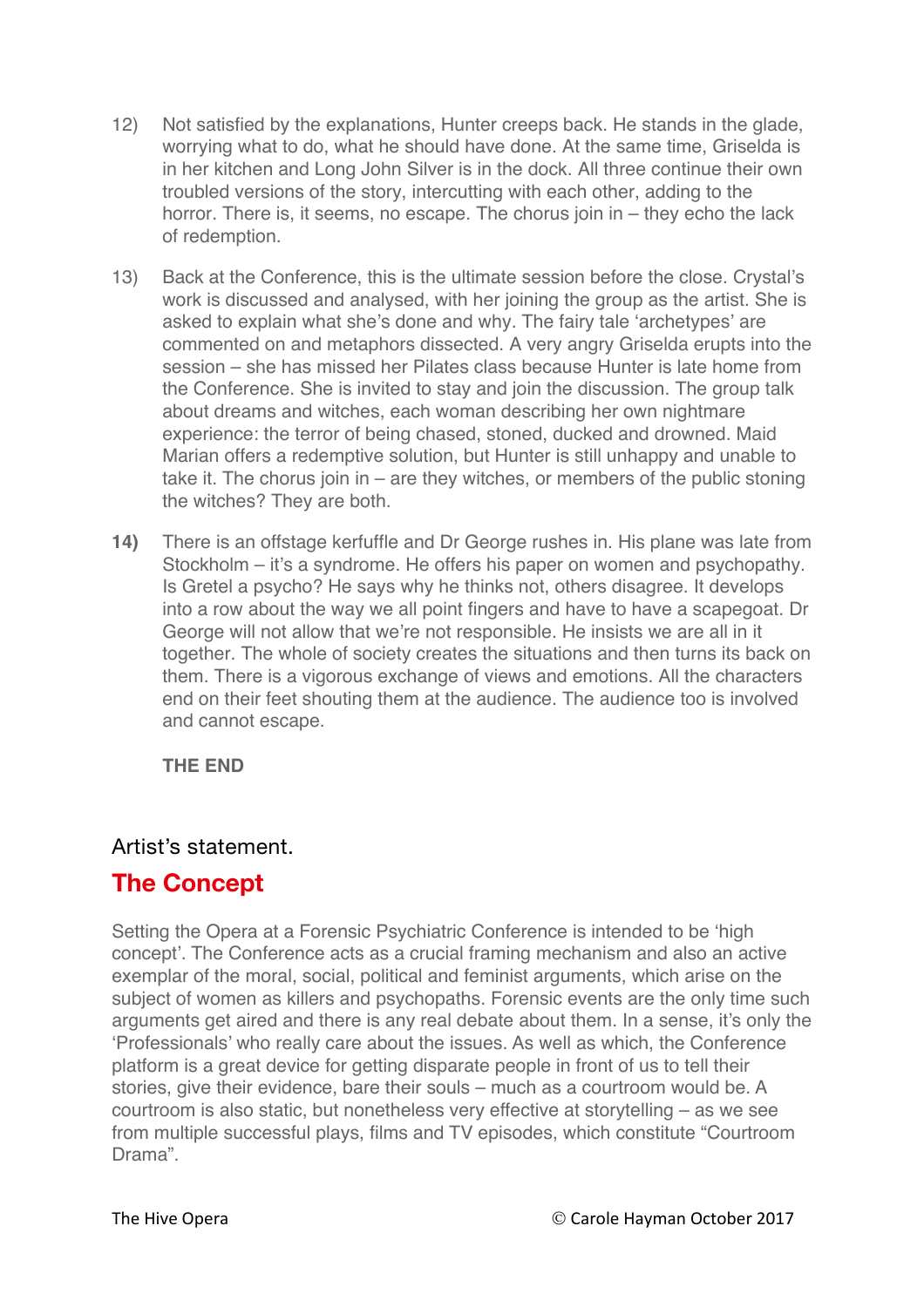12) Not satisfied by the explanations, Hunter creeps back. He stands in the glade, worrying what to do, what he should have done. At the same time, Griselda is in her kitchen and Long John Silver is in the dock. All three continue their own troubled versions of the story, intercutting with each other, adding to the horror. There is, it seems, no escape. The chorus join in – they echo the lack of redemption.

13) Back at the Conference, this is the ultimate session before the close. Crystal's work is discussed and analysed, with her joining the group as the artist. She is asked to explain what she's done and why. The fairy tale 'archetypes' are commented on and metaphors dissected. A very angry Griselda erupts into the session – she has missed her Pilates class because Hunter is late home from the Conference. She is invited to stay and join the discussion. The group talk about dreams and witches, each woman describing her own nightmare experience: the terror of being chased, stoned, ducked and drowned. Maid Marian offers a redemptive solution, but Hunter is still unhappy and unable to take it. The chorus join in – are they witches, or members of the public stoning the witches? They are both.

**14)** There is an offstage kerfuffle and Dr George rushes in. His plane was late from Stockholm – it's a syndrome. He offers his paper on women and psychopathy. Is Gretel a psycho? He says why he thinks not, others disagree. It develops into a row about the way we all point fingers and have to have a scapegoat. Dr George will not allow that we're not responsible. He insists we are all in it together. The whole of society creates the situations and then turns its back on them. There is a vigorous exchange of views and emotions. All the characters end on their feet shouting them at the audience. The audience too is involved and cannot escape.

**THE END**

Artist's statement.

## The Concept

Setting the Opera at a Forensic Psychiatric Conference is intended to be 'high concept'. The Conference acts as a crucial framing mechanism and also an active exemplar of the moral, social, political and feminist arguments, which arise on the subject of women as killers and psychopaths. Forensic events are the only time such arguments get aired and there is any real debate about them. In a sense, it's only the 'Professionals' who really care about the issues. As well as which, the Conference platform is a great device for getting disparate people in front of us to tell their stories, give their evidence, bare their souls – much as a courtroom would be. A courtroom is also static, but nonetheless very effective at storytelling – as we see from multiple successful plays, films and TV episodes, which constitute "Courtroom Drama".